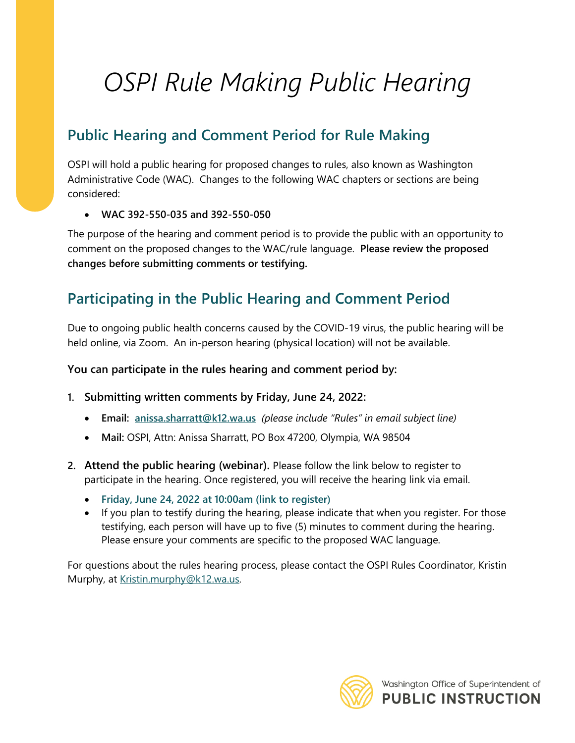# *OSPI Rule Making Public Hearing*

## Public Hearing and Comment Period for Rule Making

OSPI will hold a public hearing for proposed changes to rules, also known as Washington Administrative Code (WAC). Changes to the following WAC chapters or sections are being considered:

- **WAC 392-550-035 and 392-550-050**

The purpose of the hearing and comment period is to provide the public with an opportunity to comment on the proposed changes to the WAC/rule language. **Please review the proposed changes before submitting comments or testifying.**

## Participating in the Public Hearing and Comment Period

Due to ongoing public health concerns caused by the COVID-19 virus, the public hearing will be held online, via Zoom. An in-person hearing (physical location) will not be available.

**You can participate in the rules hearing and comment period by:**

1. **Submitting written comments by Friday, June 24, 2022:**
   - **Email: anissa.sharratt@k12.wa.us** *(please include "Rules" in email subject line)*
   - **Mail:** OSPI, Attn: Anissa Sharratt, PO Box 47200, Olympia, WA 98504
2. **Attend the public hearing (webinar).** Please follow the link below to register to participate in the hearing. Once registered, you will receive the hearing link via email.
   - **Friday, June 24, 2022 at 10:00am (link to register)**
   - If you plan to testify during the hearing, please indicate that when you register. For those testifying, each person will have up to five (5) minutes to comment during the hearing. Please ensure your comments are specific to the proposed WAC language.

For questions about the rules hearing process, please contact the OSPI Rules Coordinator, Kristin Murphy, at Kristin.murphy@k12.wa.us.

Washington Office of Superintendent of **PUBLIC INSTRUCTION**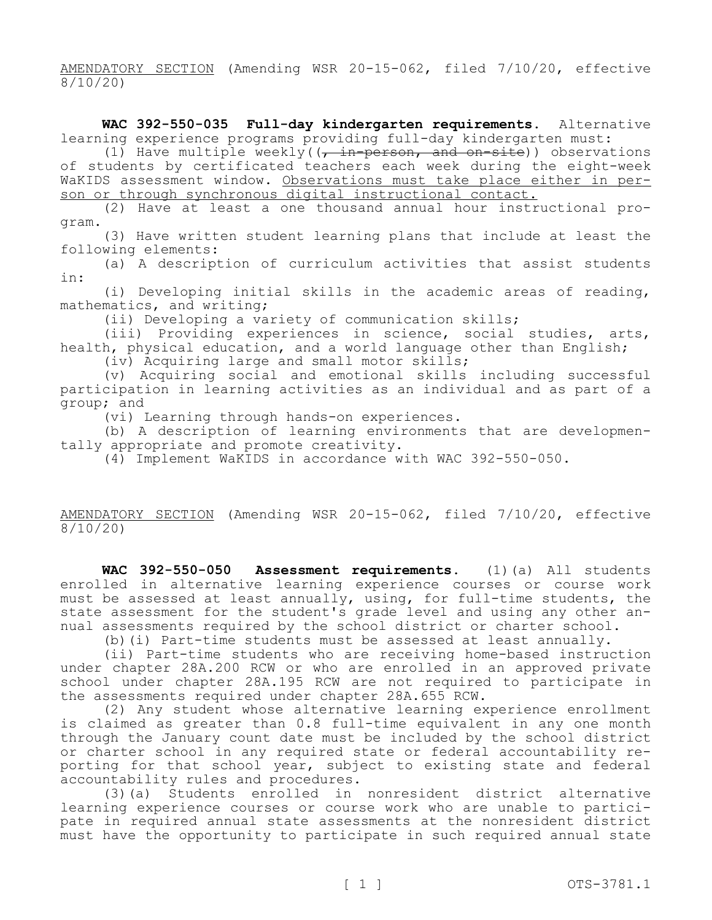AMENDATORY SECTION (Amending WSR 20-15-062, filed 7/10/20, effective 8/10/20)

**WAC 392-550-035 Full-day kindergarten requirements.** Alternative learning experience programs providing full-day kindergarten must:

(1) Have multiple weekly((~~, in-person, and on-site~~)) observations of students by certificated teachers each week during the eight-week WaKIDS assessment window. Observations must take place either in person or through synchronous digital instructional contact.

(2) Have at least a one thousand annual hour instructional program.

(3) Have written student learning plans that include at least the following elements:

(a) A description of curriculum activities that assist students in:

(i) Developing initial skills in the academic areas of reading, mathematics, and writing;

(ii) Developing a variety of communication skills;

(iii) Providing experiences in science, social studies, arts, health, physical education, and a world language other than English;

(iv) Acquiring large and small motor skills;

(v) Acquiring social and emotional skills including successful participation in learning activities as an individual and as part of a group; and

(vi) Learning through hands-on experiences.

(b) A description of learning environments that are developmentally appropriate and promote creativity.

(4) Implement WaKIDS in accordance with WAC 392-550-050.

AMENDATORY SECTION (Amending WSR 20-15-062, filed 7/10/20, effective 8/10/20)

**WAC 392-550-050 Assessment requirements.** (1)(a) All students enrolled in alternative learning experience courses or course work must be assessed at least annually, using, for full-time students, the state assessment for the student's grade level and using any other annual assessments required by the school district or charter school.

(b)(i) Part-time students must be assessed at least annually.

(ii) Part-time students who are receiving home-based instruction under chapter 28A.200 RCW or who are enrolled in an approved private school under chapter 28A.195 RCW are not required to participate in the assessments required under chapter 28A.655 RCW.

(2) Any student whose alternative learning experience enrollment is claimed as greater than 0.8 full-time equivalent in any one month through the January count date must be included by the school district or charter school in any required state or federal accountability reporting for that school year, subject to existing state and federal accountability rules and procedures.

(3)(a) Students enrolled in nonresident district alternative learning experience courses or course work who are unable to participate in required annual state assessments at the nonresident district must have the opportunity to participate in such required annual state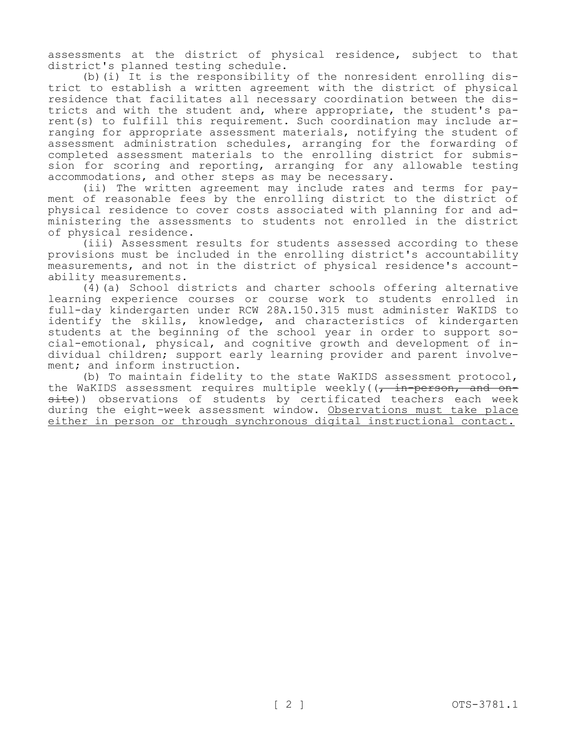assessments at the district of physical residence, subject to that district's planned testing schedule.

(b)(i) It is the responsibility of the nonresident enrolling district to establish a written agreement with the district of physical residence that facilitates all necessary coordination between the districts and with the student and, where appropriate, the student's parent(s) to fulfill this requirement. Such coordination may include arranging for appropriate assessment materials, notifying the student of assessment administration schedules, arranging for the forwarding of completed assessment materials to the enrolling district for submission for scoring and reporting, arranging for any allowable testing accommodations, and other steps as may be necessary.

(ii) The written agreement may include rates and terms for payment of reasonable fees by the enrolling district to the district of physical residence to cover costs associated with planning for and administering the assessments to students not enrolled in the district of physical residence.

(iii) Assessment results for students assessed according to these provisions must be included in the enrolling district's accountability measurements, and not in the district of physical residence's accountability measurements.

(4)(a) School districts and charter schools offering alternative learning experience courses or course work to students enrolled in full-day kindergarten under RCW 28A.150.315 must administer WaKIDS to identify the skills, knowledge, and characteristics of kindergarten students at the beginning of the school year in order to support social-emotional, physical, and cognitive growth and development of individual children; support early learning provider and parent involvement; and inform instruction.

(b) To maintain fidelity to the state WaKIDS assessment protocol, the WaKIDS assessment requires multiple weekly((~~, in-person, and on-site~~)) observations of students by certificated teachers each week during the eight-week assessment window. <u>Observations must take place either in person or through synchronous digital instructional contact.</u>